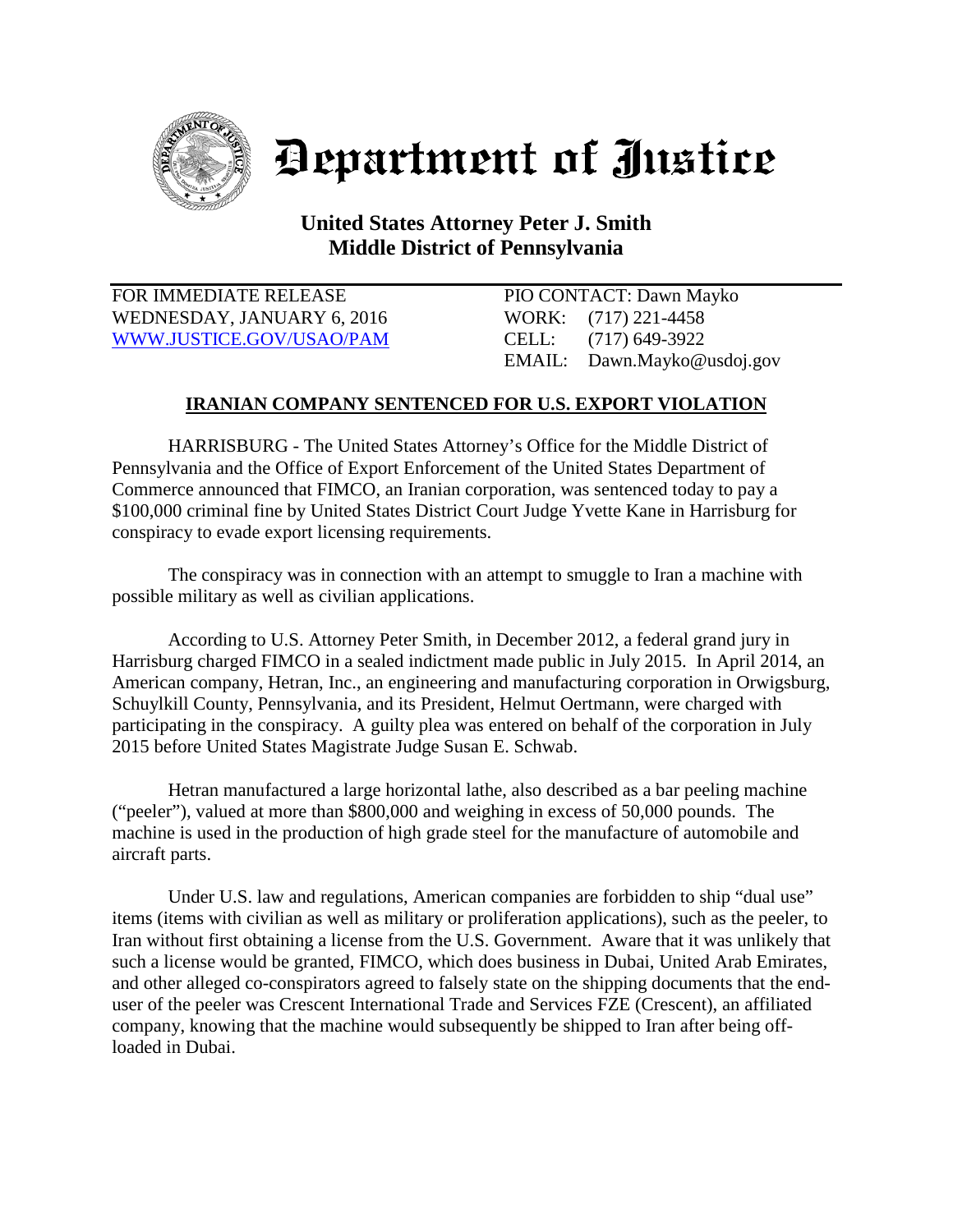# Department of Justice

**United States Attorney Peter J. Smith**
**Middle District of Pennsylvania**

FOR IMMEDIATE RELEASE
WEDNESDAY, JANUARY 6, 2016
WWW.JUSTICE.GOV/USAO/PAM

PIO CONTACT: Dawn Mayko
WORK: (717) 221-4458
CELL: (717) 649-3922
EMAIL: Dawn.Mayko@usdoj.gov

## IRANIAN COMPANY SENTENCED FOR U.S. EXPORT VIOLATION

HARRISBURG - The United States Attorney's Office for the Middle District of Pennsylvania and the Office of Export Enforcement of the United States Department of Commerce announced that FIMCO, an Iranian corporation, was sentenced today to pay a \$100,000 criminal fine by United States District Court Judge Yvette Kane in Harrisburg for conspiracy to evade export licensing requirements.

The conspiracy was in connection with an attempt to smuggle to Iran a machine with possible military as well as civilian applications.

According to U.S. Attorney Peter Smith, in December 2012, a federal grand jury in Harrisburg charged FIMCO in a sealed indictment made public in July 2015. In April 2014, an American company, Hetran, Inc., an engineering and manufacturing corporation in Orwigsburg, Schuylkill County, Pennsylvania, and its President, Helmut Oertmann, were charged with participating in the conspiracy. A guilty plea was entered on behalf of the corporation in July 2015 before United States Magistrate Judge Susan E. Schwab.

Hetran manufactured a large horizontal lathe, also described as a bar peeling machine ("peeler"), valued at more than \$800,000 and weighing in excess of 50,000 pounds. The machine is used in the production of high grade steel for the manufacture of automobile and aircraft parts.

Under U.S. law and regulations, American companies are forbidden to ship "dual use" items (items with civilian as well as military or proliferation applications), such as the peeler, to Iran without first obtaining a license from the U.S. Government. Aware that it was unlikely that such a license would be granted, FIMCO, which does business in Dubai, United Arab Emirates, and other alleged co-conspirators agreed to falsely state on the shipping documents that the end-user of the peeler was Crescent International Trade and Services FZE (Crescent), an affiliated company, knowing that the machine would subsequently be shipped to Iran after being off-loaded in Dubai.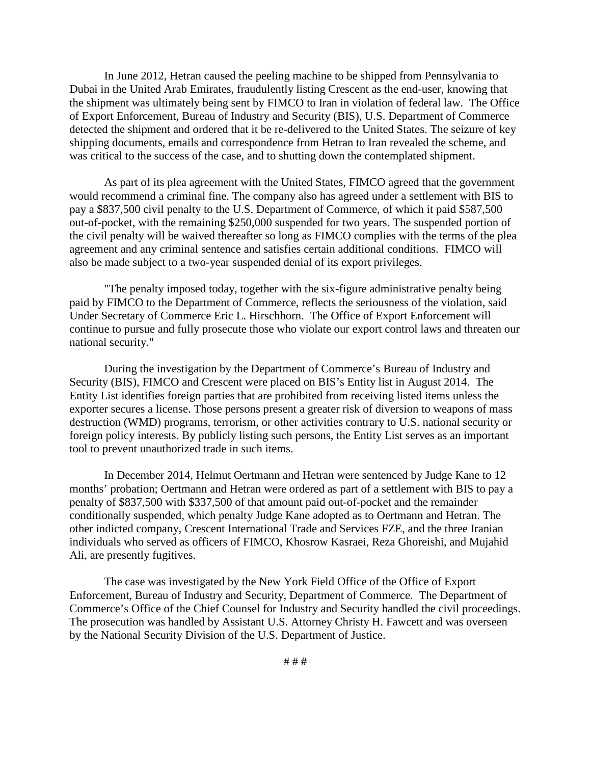In June 2012, Hetran caused the peeling machine to be shipped from Pennsylvania to Dubai in the United Arab Emirates, fraudulently listing Crescent as the end-user, knowing that the shipment was ultimately being sent by FIMCO to Iran in violation of federal law. The Office of Export Enforcement, Bureau of Industry and Security (BIS), U.S. Department of Commerce detected the shipment and ordered that it be re-delivered to the United States. The seizure of key shipping documents, emails and correspondence from Hetran to Iran revealed the scheme, and was critical to the success of the case, and to shutting down the contemplated shipment.

As part of its plea agreement with the United States, FIMCO agreed that the government would recommend a criminal fine. The company also has agreed under a settlement with BIS to pay a $837,500 civil penalty to the U.S. Department of Commerce, of which it paid $587,500 out-of-pocket, with the remaining $250,000 suspended for two years. The suspended portion of the civil penalty will be waived thereafter so long as FIMCO complies with the terms of the plea agreement and any criminal sentence and satisfies certain additional conditions. FIMCO will also be made subject to a two-year suspended denial of its export privileges.

"The penalty imposed today, together with the six-figure administrative penalty being paid by FIMCO to the Department of Commerce, reflects the seriousness of the violation, said Under Secretary of Commerce Eric L. Hirschhorn. The Office of Export Enforcement will continue to pursue and fully prosecute those who violate our export control laws and threaten our national security."

During the investigation by the Department of Commerce's Bureau of Industry and Security (BIS), FIMCO and Crescent were placed on BIS's Entity list in August 2014. The Entity List identifies foreign parties that are prohibited from receiving listed items unless the exporter secures a license. Those persons present a greater risk of diversion to weapons of mass destruction (WMD) programs, terrorism, or other activities contrary to U.S. national security or foreign policy interests. By publicly listing such persons, the Entity List serves as an important tool to prevent unauthorized trade in such items.

In December 2014, Helmut Oertmann and Hetran were sentenced by Judge Kane to 12 months' probation; Oertmann and Hetran were ordered as part of a settlement with BIS to pay a penalty of $837,500 with $337,500 of that amount paid out-of-pocket and the remainder conditionally suspended, which penalty Judge Kane adopted as to Oertmann and Hetran. The other indicted company, Crescent International Trade and Services FZE, and the three Iranian individuals who served as officers of FIMCO, Khosrow Kasraei, Reza Ghoreishi, and Mujahid Ali, are presently fugitives.

The case was investigated by the New York Field Office of the Office of Export Enforcement, Bureau of Industry and Security, Department of Commerce. The Department of Commerce's Office of the Chief Counsel for Industry and Security handled the civil proceedings. The prosecution was handled by Assistant U.S. Attorney Christy H. Fawcett and was overseen by the National Security Division of the U.S. Department of Justice.

# # #